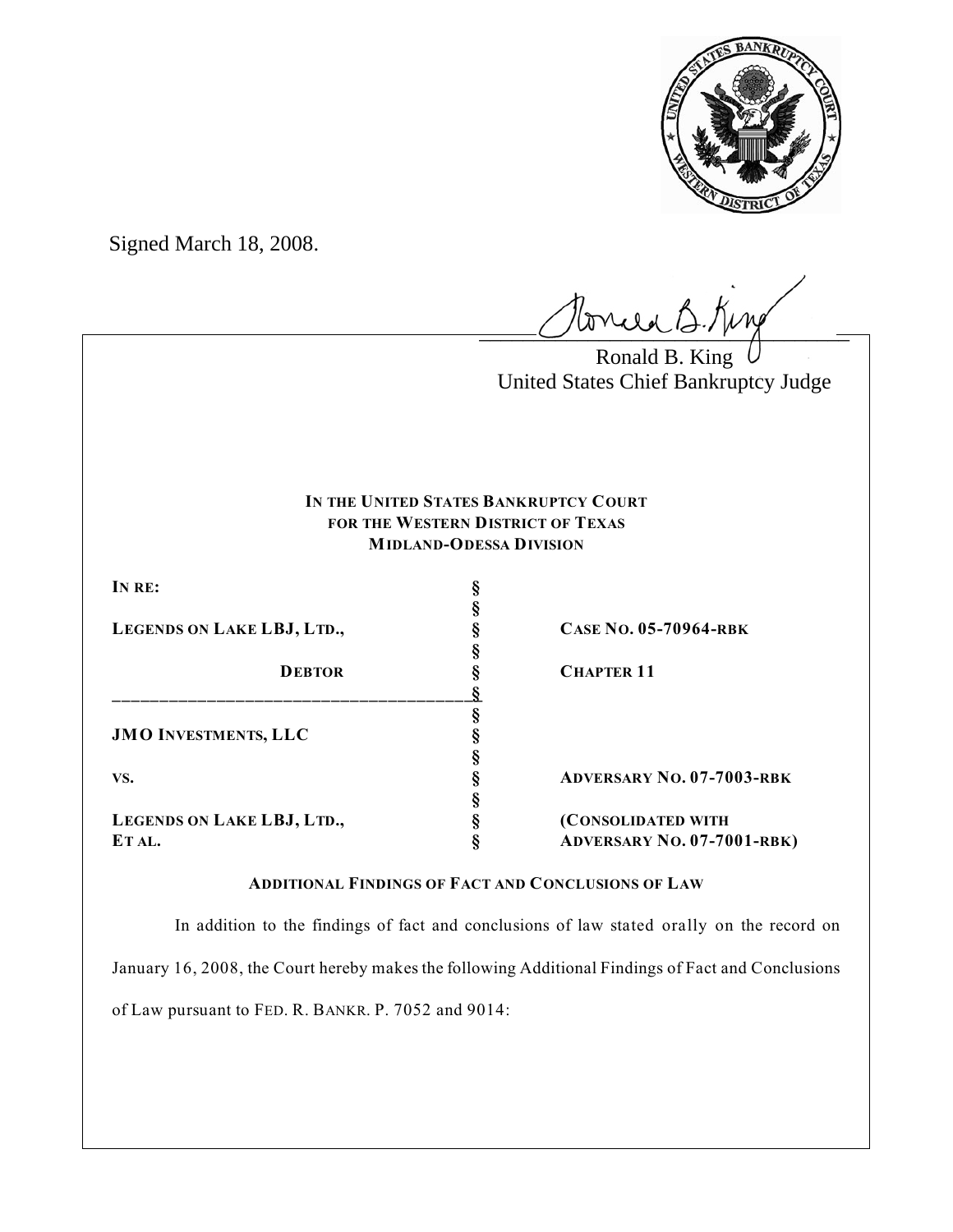Signed March 18, 2008.

Ronald B. King
United States Chief Bankruptcy Judge

**IN THE UNITED STATES BANKRUPTCY COURT**
**FOR THE WESTERN DISTRICT OF TEXAS**
**MIDLAND-ODESSA DIVISION**

| | | |
|---|---|---|
| **IN RE:** | § | |
| | § | |
| **LEGENDS ON LAKE LBJ, LTD.,** | § | **CASE NO. 05-70964-RBK** |
| | § | |
| **DEBTOR** | § | **CHAPTER 11** |
| | § | |
| | § | |
| **JMO INVESTMENTS, LLC** | § | |
| | § | |
| **VS.** | § | **ADVERSARY NO. 07-7003-RBK** |
| | § | |
| **LEGENDS ON LAKE LBJ, LTD.,** | § | **(CONSOLIDATED WITH** |
| **ET AL.** | § | **ADVERSARY NO. 07-7001-RBK)** |

**ADDITIONAL FINDINGS OF FACT AND CONCLUSIONS OF LAW**

In addition to the findings of fact and conclusions of law stated orally on the record on January 16, 2008, the Court hereby makes the following Additional Findings of Fact and Conclusions of Law pursuant to FED. R. BANKR. P. 7052 and 9014: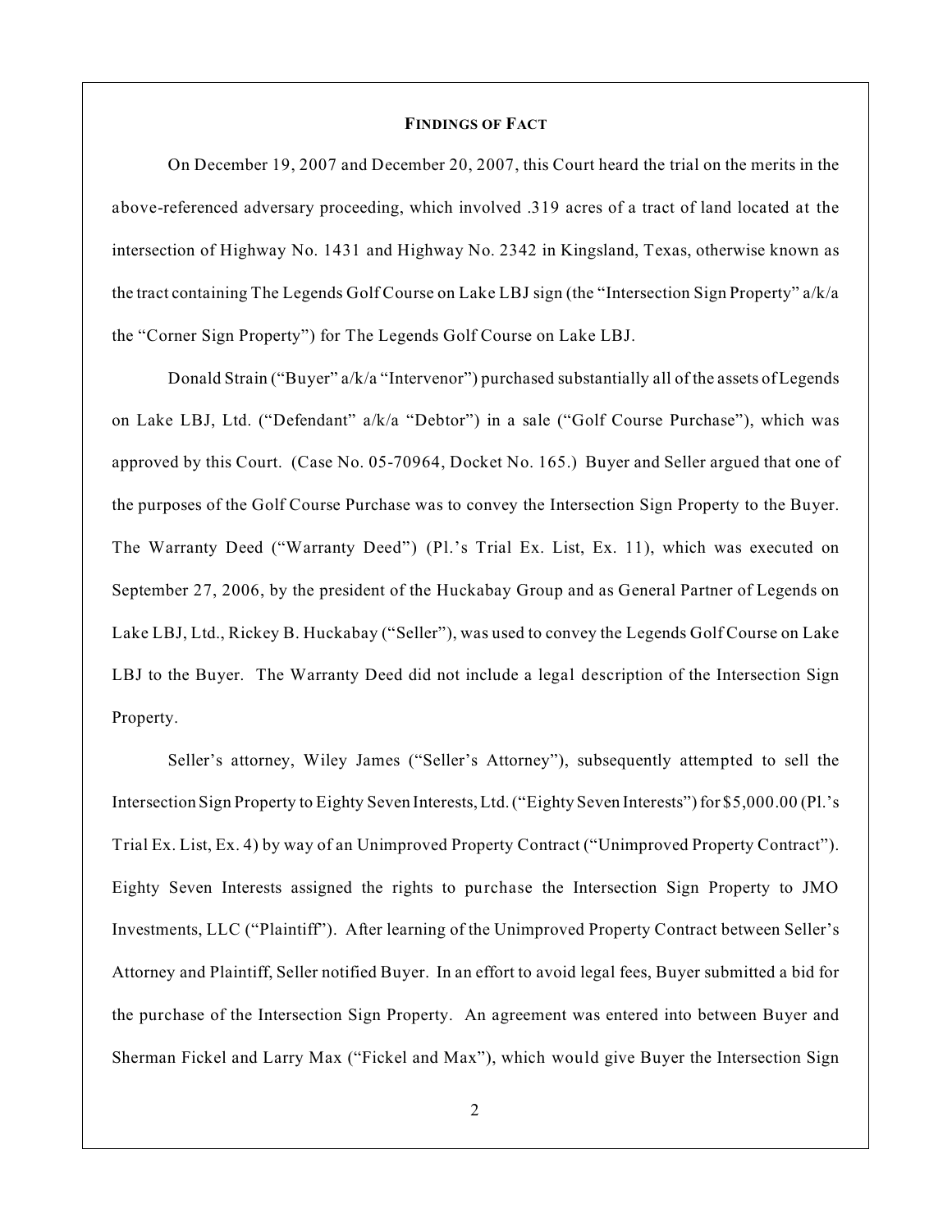## FINDINGS OF FACT

On December 19, 2007 and December 20, 2007, this Court heard the trial on the merits in the above-referenced adversary proceeding, which involved .319 acres of a tract of land located at the intersection of Highway No. 1431 and Highway No. 2342 in Kingsland, Texas, otherwise known as the tract containing The Legends Golf Course on Lake LBJ sign (the "Intersection Sign Property" a/k/a the "Corner Sign Property") for The Legends Golf Course on Lake LBJ.

Donald Strain ("Buyer" a/k/a "Intervenor") purchased substantially all of the assets of Legends on Lake LBJ, Ltd. ("Defendant" a/k/a "Debtor") in a sale ("Golf Course Purchase"), which was approved by this Court. (Case No. 05-70964, Docket No. 165.) Buyer and Seller argued that one of the purposes of the Golf Course Purchase was to convey the Intersection Sign Property to the Buyer. The Warranty Deed ("Warranty Deed") (Pl.'s Trial Ex. List, Ex. 11), which was executed on September 27, 2006, by the president of the Huckabay Group and as General Partner of Legends on Lake LBJ, Ltd., Rickey B. Huckabay ("Seller"), was used to convey the Legends Golf Course on Lake LBJ to the Buyer. The Warranty Deed did not include a legal description of the Intersection Sign Property.

Seller's attorney, Wiley James ("Seller's Attorney"), subsequently attempted to sell the Intersection Sign Property to Eighty Seven Interests, Ltd. ("Eighty Seven Interests") for $5,000.00 (Pl.'s Trial Ex. List, Ex. 4) by way of an Unimproved Property Contract ("Unimproved Property Contract"). Eighty Seven Interests assigned the rights to purchase the Intersection Sign Property to JMO Investments, LLC ("Plaintiff"). After learning of the Unimproved Property Contract between Seller's Attorney and Plaintiff, Seller notified Buyer. In an effort to avoid legal fees, Buyer submitted a bid for the purchase of the Intersection Sign Property. An agreement was entered into between Buyer and Sherman Fickel and Larry Max ("Fickel and Max"), which would give Buyer the Intersection Sign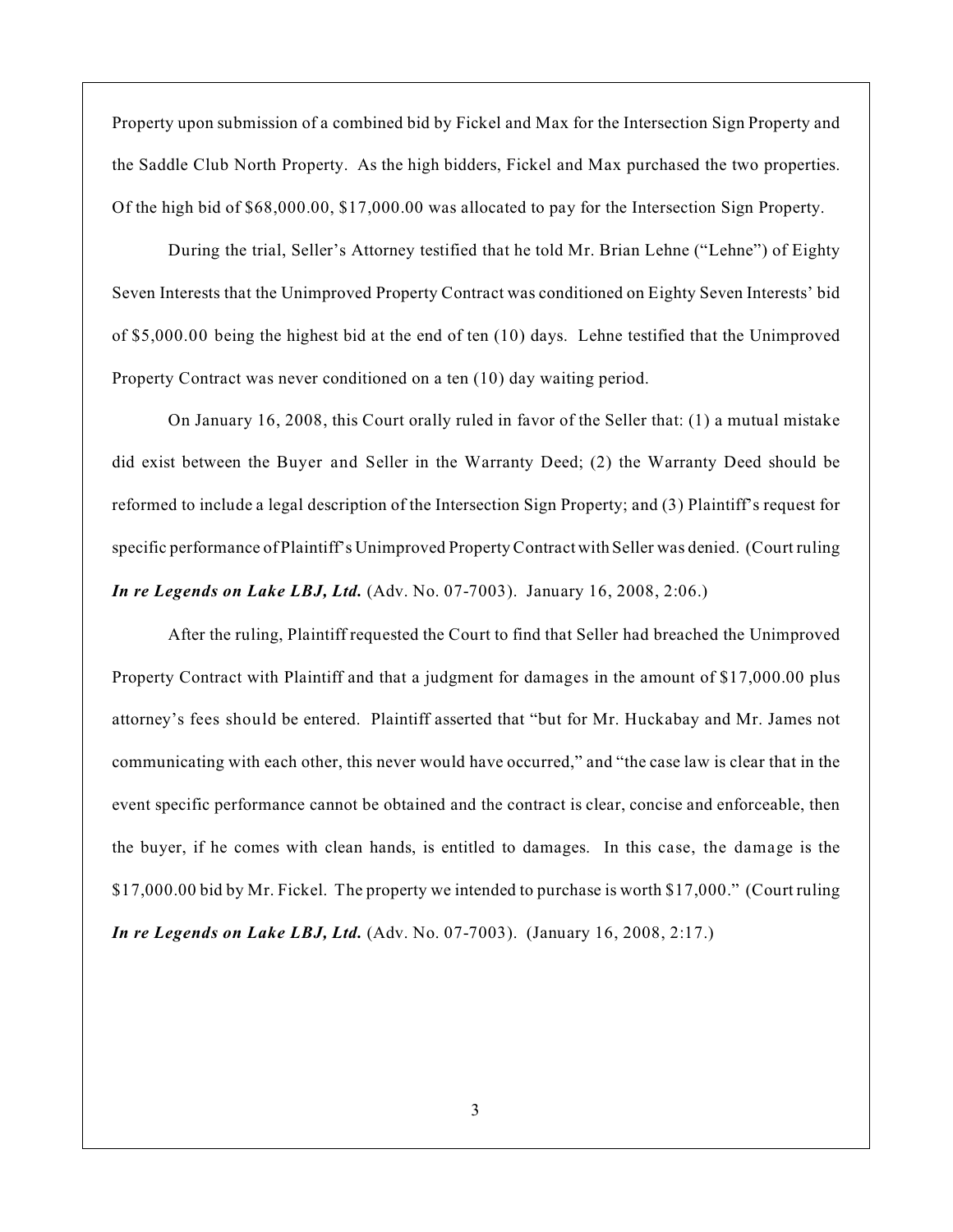Property upon submission of a combined bid by Fickel and Max for the Intersection Sign Property and the Saddle Club North Property. As the high bidders, Fickel and Max purchased the two properties. Of the high bid of $68,000.00, $17,000.00 was allocated to pay for the Intersection Sign Property.

During the trial, Seller's Attorney testified that he told Mr. Brian Lehne ("Lehne") of Eighty Seven Interests that the Unimproved Property Contract was conditioned on Eighty Seven Interests' bid of $5,000.00 being the highest bid at the end of ten (10) days. Lehne testified that the Unimproved Property Contract was never conditioned on a ten (10) day waiting period.

On January 16, 2008, this Court orally ruled in favor of the Seller that: (1) a mutual mistake did exist between the Buyer and Seller in the Warranty Deed; (2) the Warranty Deed should be reformed to include a legal description of the Intersection Sign Property; and (3) Plaintiff's request for specific performance of Plaintiff's Unimproved Property Contract with Seller was denied. (Court ruling ***In re Legends on Lake LBJ, Ltd.*** (Adv. No. 07-7003). January 16, 2008, 2:06.)

After the ruling, Plaintiff requested the Court to find that Seller had breached the Unimproved Property Contract with Plaintiff and that a judgment for damages in the amount of $17,000.00 plus attorney's fees should be entered. Plaintiff asserted that "but for Mr. Huckabay and Mr. James not communicating with each other, this never would have occurred," and "the case law is clear that in the event specific performance cannot be obtained and the contract is clear, concise and enforceable, then the buyer, if he comes with clean hands, is entitled to damages. In this case, the damage is the $17,000.00 bid by Mr. Fickel. The property we intended to purchase is worth $17,000." (Court ruling ***In re Legends on Lake LBJ, Ltd.*** (Adv. No. 07-7003). (January 16, 2008, 2:17.)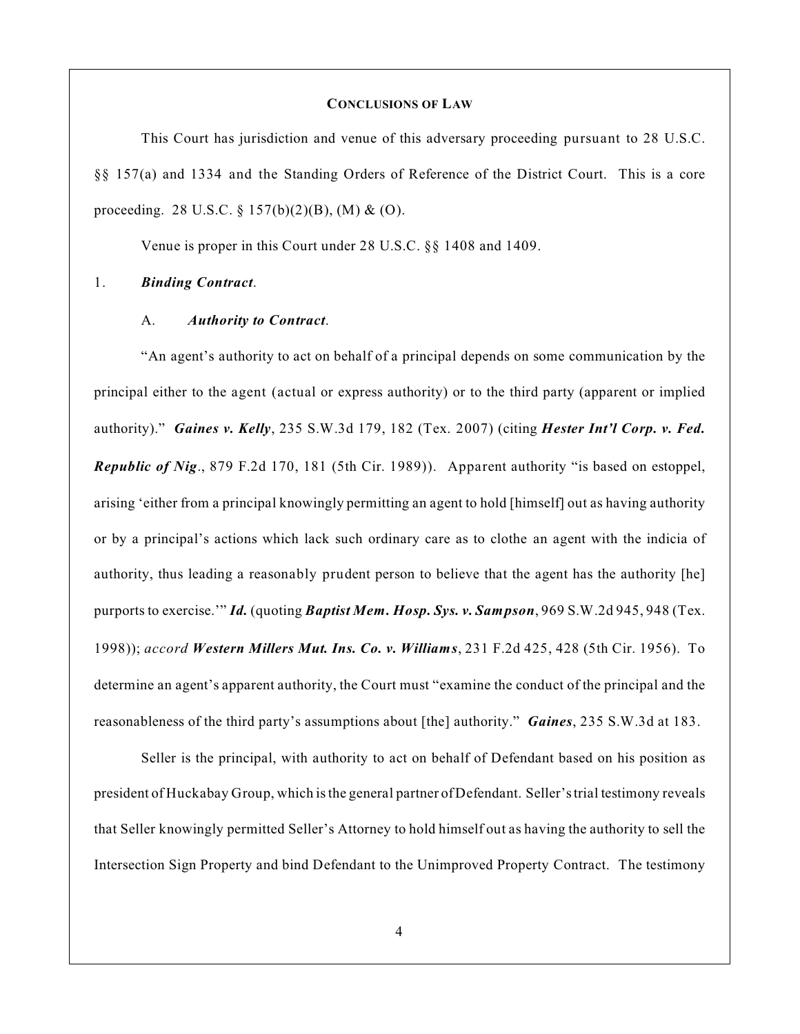**CONCLUSIONS OF LAW**

This Court has jurisdiction and venue of this adversary proceeding pursuant to 28 U.S.C. §§ 157(a) and 1334 and the Standing Orders of Reference of the District Court. This is a core proceeding. 28 U.S.C. § 157(b)(2)(B), (M) & (O).

Venue is proper in this Court under 28 U.S.C. §§ 1408 and 1409.

1. ***Binding Contract***.

A. ***Authority to Contract***.

"An agent's authority to act on behalf of a principal depends on some communication by the principal either to the agent (actual or express authority) or to the third party (apparent or implied authority)." ***Gaines v. Kelly***, 235 S.W.3d 179, 182 (Tex. 2007) (citing ***Hester Int'l Corp. v. Fed. Republic of Nig***., 879 F.2d 170, 181 (5th Cir. 1989)). Apparent authority "is based on estoppel, arising 'either from a principal knowingly permitting an agent to hold [himself] out as having authority or by a principal's actions which lack such ordinary care as to clothe an agent with the indicia of authority, thus leading a reasonably prudent person to believe that the agent has the authority [he] purports to exercise.'" ***Id.*** (quoting ***Baptist Mem. Hosp. Sys. v. Sampson***, 969 S.W.2d 945, 948 (Tex. 1998)); *accord* ***Western Millers Mut. Ins. Co. v. Williams***, 231 F.2d 425, 428 (5th Cir. 1956). To determine an agent's apparent authority, the Court must "examine the conduct of the principal and the reasonableness of the third party's assumptions about [the] authority." ***Gaines***, 235 S.W.3d at 183.

Seller is the principal, with authority to act on behalf of Defendant based on his position as president of Huckabay Group, which is the general partner of Defendant. Seller's trial testimony reveals that Seller knowingly permitted Seller's Attorney to hold himself out as having the authority to sell the Intersection Sign Property and bind Defendant to the Unimproved Property Contract. The testimony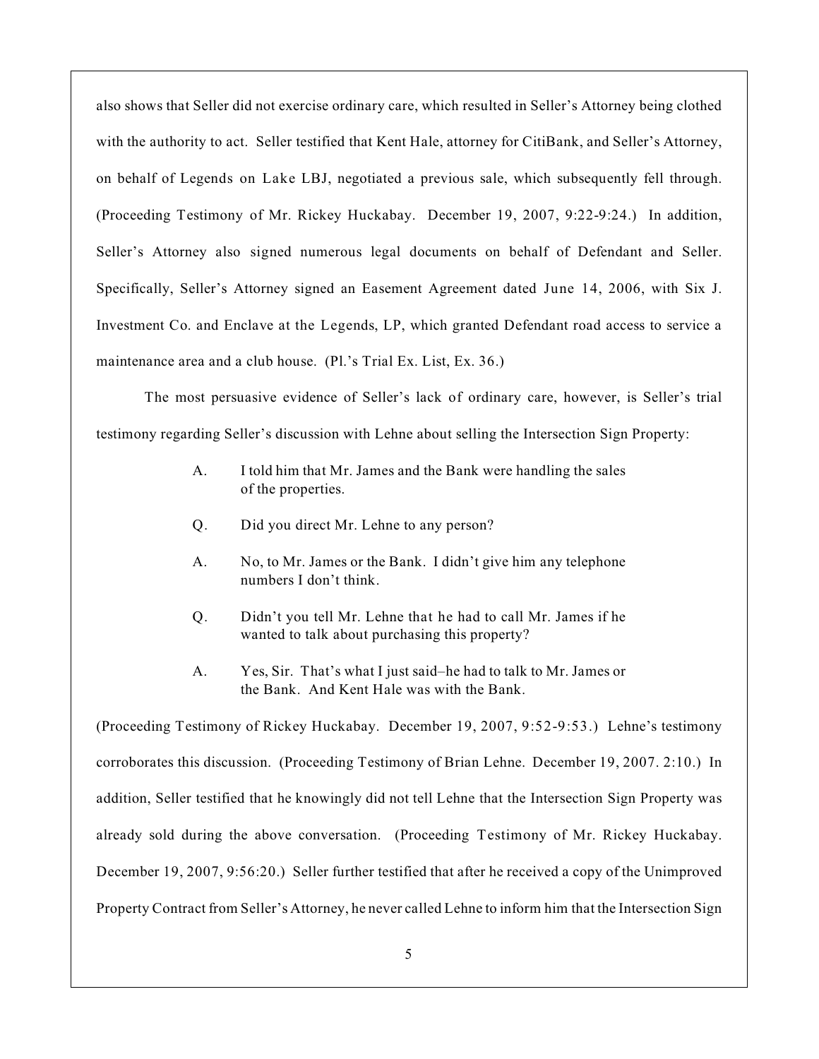also shows that Seller did not exercise ordinary care, which resulted in Seller's Attorney being clothed with the authority to act. Seller testified that Kent Hale, attorney for CitiBank, and Seller's Attorney, on behalf of Legends on Lake LBJ, negotiated a previous sale, which subsequently fell through. (Proceeding Testimony of Mr. Rickey Huckabay. December 19, 2007, 9:22-9:24.) In addition, Seller's Attorney also signed numerous legal documents on behalf of Defendant and Seller. Specifically, Seller's Attorney signed an Easement Agreement dated June 14, 2006, with Six J. Investment Co. and Enclave at the Legends, LP, which granted Defendant road access to service a maintenance area and a club house. (Pl.'s Trial Ex. List, Ex. 36.)

The most persuasive evidence of Seller's lack of ordinary care, however, is Seller's trial testimony regarding Seller's discussion with Lehne about selling the Intersection Sign Property:

> A. I told him that Mr. James and the Bank were handling the sales of the properties.
>
> Q. Did you direct Mr. Lehne to any person?
>
> A. No, to Mr. James or the Bank. I didn't give him any telephone numbers I don't think.
>
> Q. Didn't you tell Mr. Lehne that he had to call Mr. James if he wanted to talk about purchasing this property?
>
> A. Yes, Sir. That's what I just said–he had to talk to Mr. James or the Bank. And Kent Hale was with the Bank.

(Proceeding Testimony of Rickey Huckabay. December 19, 2007, 9:52-9:53.) Lehne's testimony corroborates this discussion. (Proceeding Testimony of Brian Lehne. December 19, 2007. 2:10.) In addition, Seller testified that he knowingly did not tell Lehne that the Intersection Sign Property was already sold during the above conversation. (Proceeding Testimony of Mr. Rickey Huckabay. December 19, 2007, 9:56:20.) Seller further testified that after he received a copy of the Unimproved Property Contract from Seller's Attorney, he never called Lehne to inform him that the Intersection Sign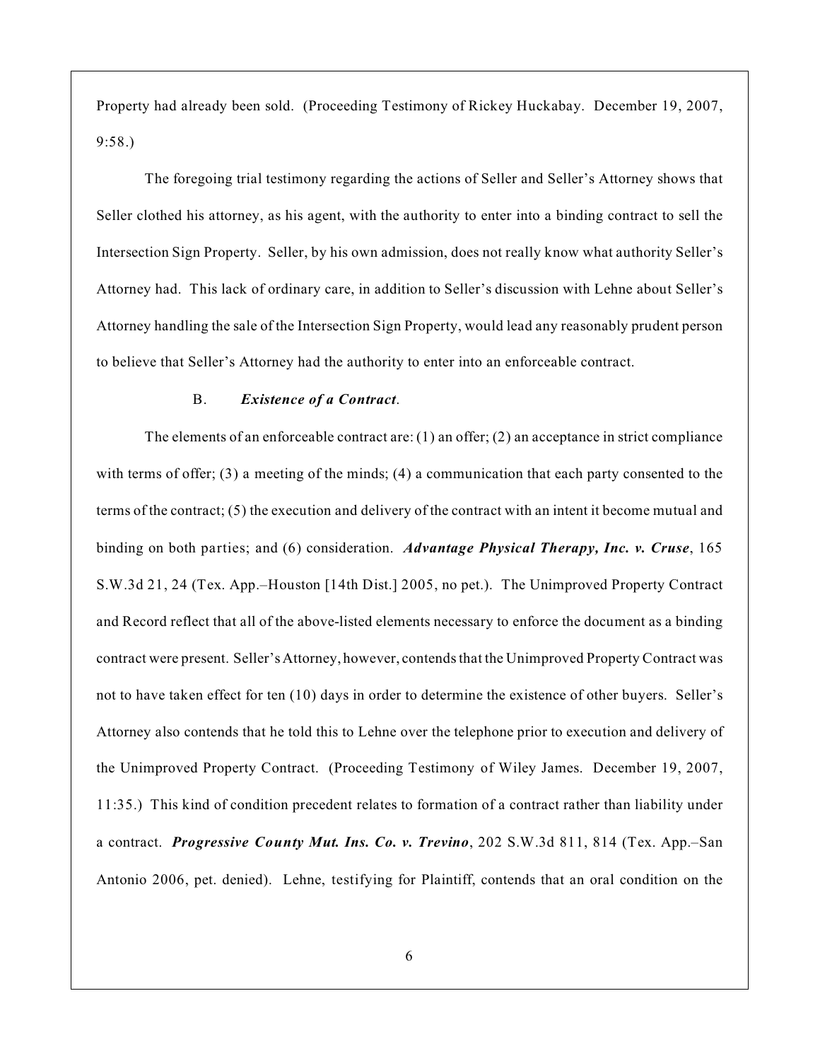Property had already been sold. (Proceeding Testimony of Rickey Huckabay. December 19, 2007, 9:58.)

The foregoing trial testimony regarding the actions of Seller and Seller's Attorney shows that Seller clothed his attorney, as his agent, with the authority to enter into a binding contract to sell the Intersection Sign Property. Seller, by his own admission, does not really know what authority Seller's Attorney had. This lack of ordinary care, in addition to Seller's discussion with Lehne about Seller's Attorney handling the sale of the Intersection Sign Property, would lead any reasonably prudent person to believe that Seller's Attorney had the authority to enter into an enforceable contract.

### B. *Existence of a Contract*.

The elements of an enforceable contract are: (1) an offer; (2) an acceptance in strict compliance with terms of offer; (3) a meeting of the minds; (4) a communication that each party consented to the terms of the contract; (5) the execution and delivery of the contract with an intent it become mutual and binding on both parties; and (6) consideration. ***Advantage Physical Therapy, Inc. v. Cruse***, 165 S.W.3d 21, 24 (Tex. App.–Houston [14th Dist.] 2005, no pet.). The Unimproved Property Contract and Record reflect that all of the above-listed elements necessary to enforce the document as a binding contract were present. Seller's Attorney, however, contends that the Unimproved Property Contract was not to have taken effect for ten (10) days in order to determine the existence of other buyers. Seller's Attorney also contends that he told this to Lehne over the telephone prior to execution and delivery of the Unimproved Property Contract. (Proceeding Testimony of Wiley James. December 19, 2007, 11:35.) This kind of condition precedent relates to formation of a contract rather than liability under a contract. ***Progressive County Mut. Ins. Co. v. Trevino***, 202 S.W.3d 811, 814 (Tex. App.–San Antonio 2006, pet. denied). Lehne, testifying for Plaintiff, contends that an oral condition on the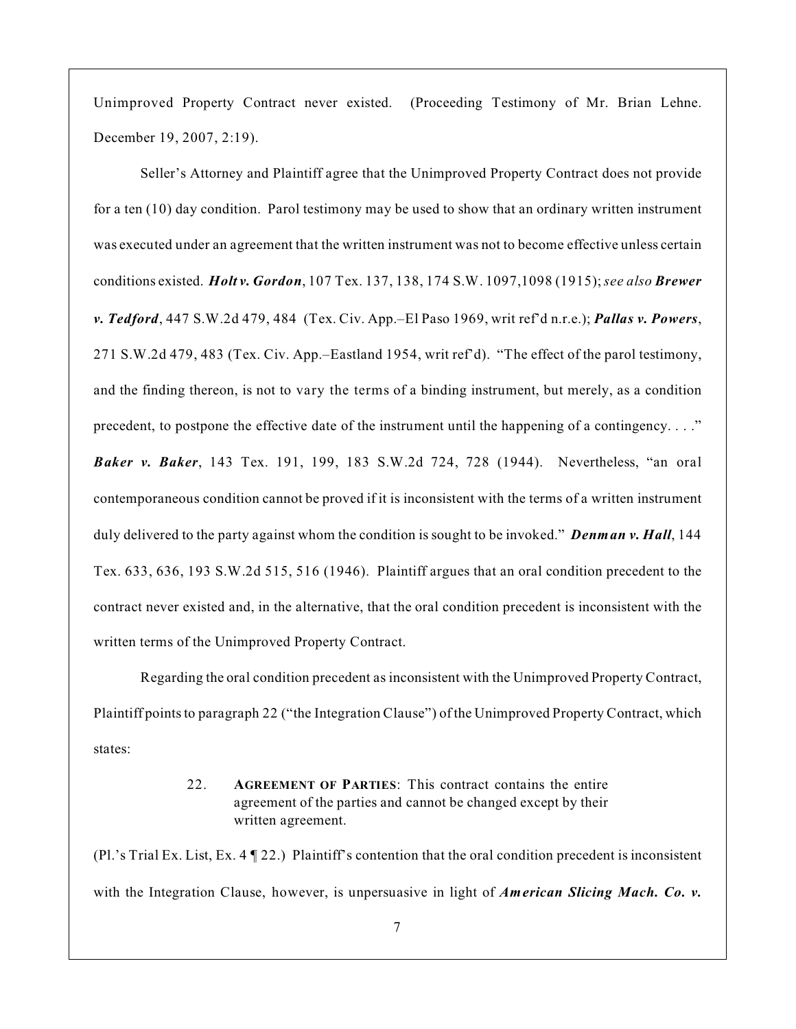Unimproved Property Contract never existed. (Proceeding Testimony of Mr. Brian Lehne. December 19, 2007, 2:19).

Seller's Attorney and Plaintiff agree that the Unimproved Property Contract does not provide for a ten (10) day condition. Parol testimony may be used to show that an ordinary written instrument was executed under an agreement that the written instrument was not to become effective unless certain conditions existed. ***Holt v. Gordon***, 107 Tex. 137, 138, 174 S.W. 1097,1098 (1915); *see also* ***Brewer v. Tedford***, 447 S.W.2d 479, 484 (Tex. Civ. App.–El Paso 1969, writ ref'd n.r.e.); ***Pallas v. Powers***, 271 S.W.2d 479, 483 (Tex. Civ. App.–Eastland 1954, writ ref'd). "The effect of the parol testimony, and the finding thereon, is not to vary the terms of a binding instrument, but merely, as a condition precedent, to postpone the effective date of the instrument until the happening of a contingency. . . ." ***Baker v. Baker***, 143 Tex. 191, 199, 183 S.W.2d 724, 728 (1944). Nevertheless, "an oral contemporaneous condition cannot be proved if it is inconsistent with the terms of a written instrument duly delivered to the party against whom the condition is sought to be invoked." ***Denman v. Hall***, 144 Tex. 633, 636, 193 S.W.2d 515, 516 (1946). Plaintiff argues that an oral condition precedent to the contract never existed and, in the alternative, that the oral condition precedent is inconsistent with the written terms of the Unimproved Property Contract.

Regarding the oral condition precedent as inconsistent with the Unimproved Property Contract, Plaintiff points to paragraph 22 ("the Integration Clause") of the Unimproved Property Contract, which states:

> 22. **AGREEMENT OF PARTIES**: This contract contains the entire agreement of the parties and cannot be changed except by their written agreement.

(Pl.'s Trial Ex. List, Ex. 4 ¶ 22.) Plaintiff's contention that the oral condition precedent is inconsistent with the Integration Clause, however, is unpersuasive in light of ***American Slicing Mach. Co. v.***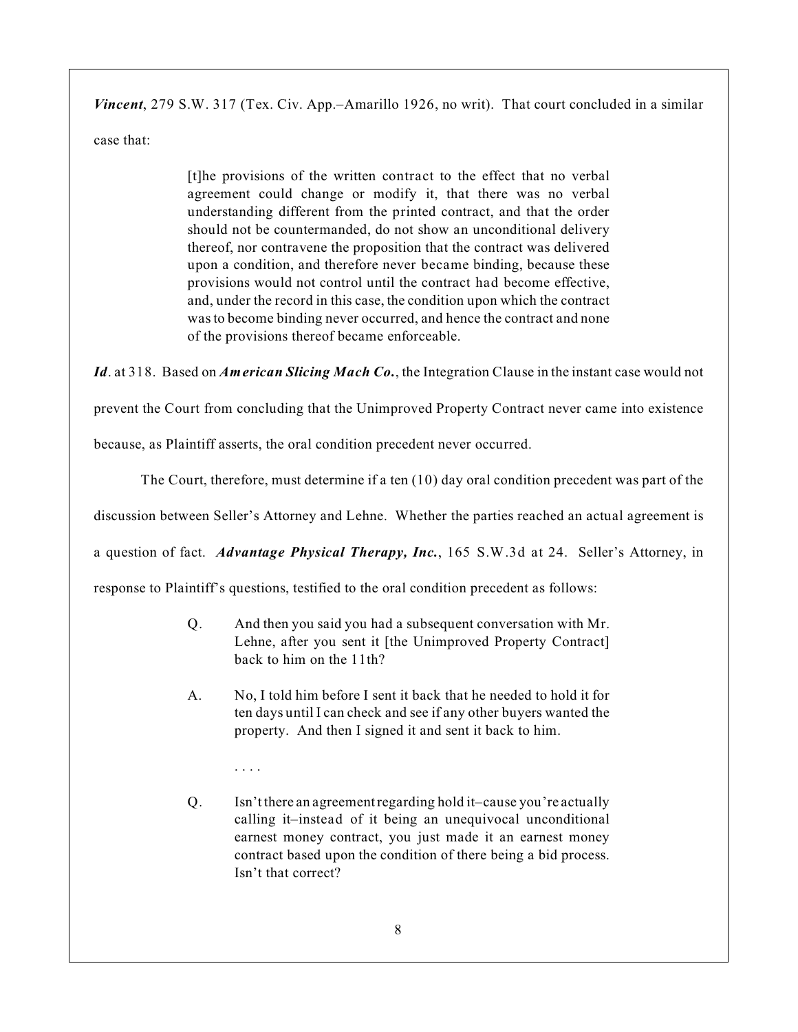*Vincent*, 279 S.W. 317 (Tex. Civ. App.–Amarillo 1926, no writ). That court concluded in a similar case that:

> [t]he provisions of the written contract to the effect that no verbal agreement could change or modify it, that there was no verbal understanding different from the printed contract, and that the order should not be countermanded, do not show an unconditional delivery thereof, nor contravene the proposition that the contract was delivered upon a condition, and therefore never became binding, because these provisions would not control until the contract had become effective, and, under the record in this case, the condition upon which the contract was to become binding never occurred, and hence the contract and none of the provisions thereof became enforceable.

***Id***. at 318. Based on ***American Slicing Mach Co.***, the Integration Clause in the instant case would not prevent the Court from concluding that the Unimproved Property Contract never came into existence because, as Plaintiff asserts, the oral condition precedent never occurred.

The Court, therefore, must determine if a ten (10) day oral condition precedent was part of the discussion between Seller's Attorney and Lehne. Whether the parties reached an actual agreement is a question of fact. ***Advantage Physical Therapy, Inc.***, 165 S.W.3d at 24. Seller's Attorney, in response to Plaintiff's questions, testified to the oral condition precedent as follows:

> Q. And then you said you had a subsequent conversation with Mr. Lehne, after you sent it [the Unimproved Property Contract] back to him on the 11th?
>
> A. No, I told him before I sent it back that he needed to hold it for ten days until I can check and see if any other buyers wanted the property. And then I signed it and sent it back to him.
>
> . . . .
>
> Q. Isn't there an agreement regarding hold it–cause you're actually calling it–instead of it being an unequivocal unconditional earnest money contract, you just made it an earnest money contract based upon the condition of there being a bid process. Isn't that correct?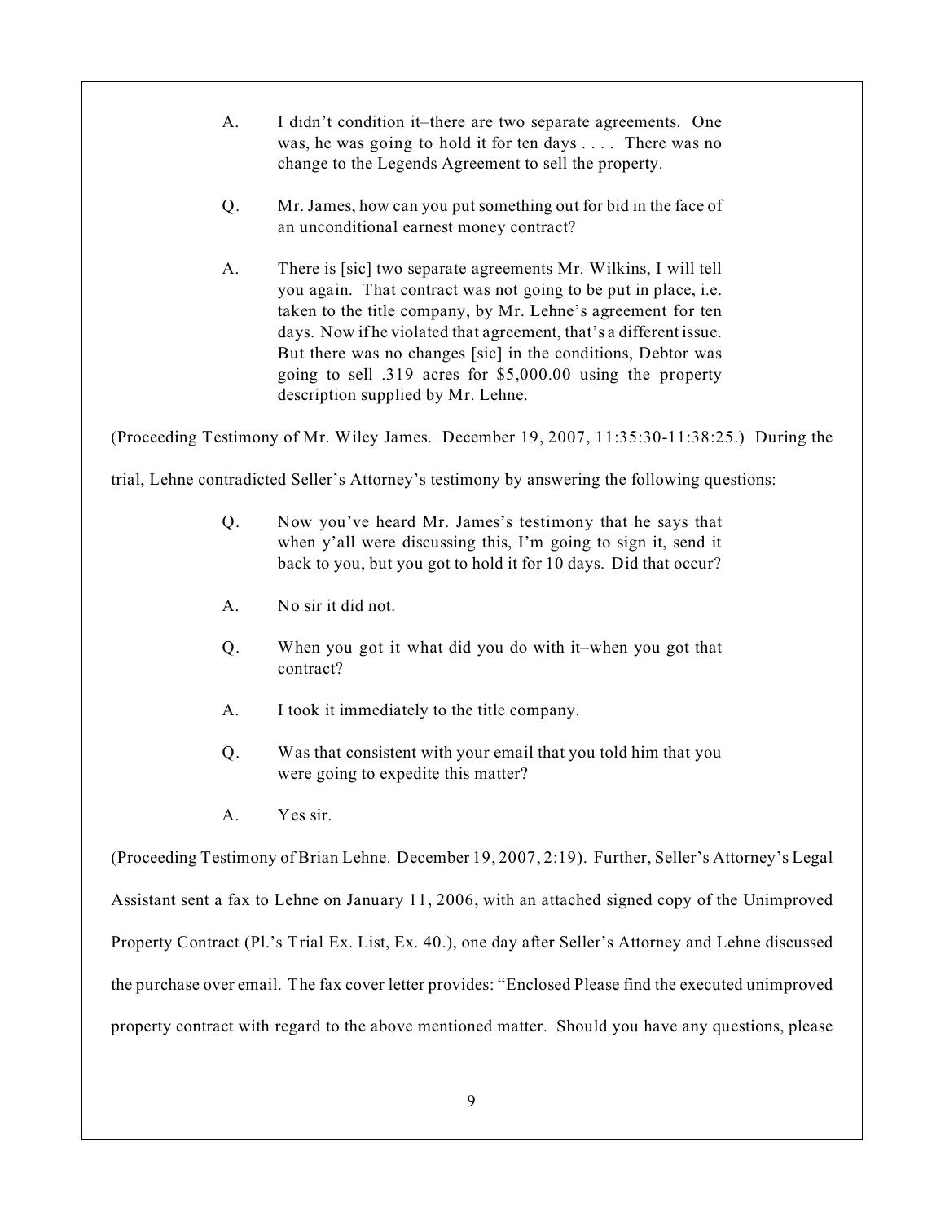> A. I didn't condition it–there are two separate agreements. One was, he was going to hold it for ten days . . . . There was no change to the Legends Agreement to sell the property.
>
> Q. Mr. James, how can you put something out for bid in the face of an unconditional earnest money contract?
>
> A. There is [sic] two separate agreements Mr. Wilkins, I will tell you again. That contract was not going to be put in place, i.e. taken to the title company, by Mr. Lehne's agreement for ten days. Now if he violated that agreement, that's a different issue. But there was no changes [sic] in the conditions, Debtor was going to sell .319 acres for $5,000.00 using the property description supplied by Mr. Lehne.

(Proceeding Testimony of Mr. Wiley James. December 19, 2007, 11:35:30-11:38:25.) During the trial, Lehne contradicted Seller's Attorney's testimony by answering the following questions:

> Q. Now you've heard Mr. James's testimony that he says that when y'all were discussing this, I'm going to sign it, send it back to you, but you got to hold it for 10 days. Did that occur?
>
> A. No sir it did not.
>
> Q. When you got it what did you do with it–when you got that contract?
>
> A. I took it immediately to the title company.
>
> Q. Was that consistent with your email that you told him that you were going to expedite this matter?
>
> A. Yes sir.

(Proceeding Testimony of Brian Lehne. December 19, 2007, 2:19). Further, Seller's Attorney's Legal Assistant sent a fax to Lehne on January 11, 2006, with an attached signed copy of the Unimproved Property Contract (Pl.'s Trial Ex. List, Ex. 40.), one day after Seller's Attorney and Lehne discussed the purchase over email. The fax cover letter provides: "Enclosed Please find the executed unimproved property contract with regard to the above mentioned matter. Should you have any questions, please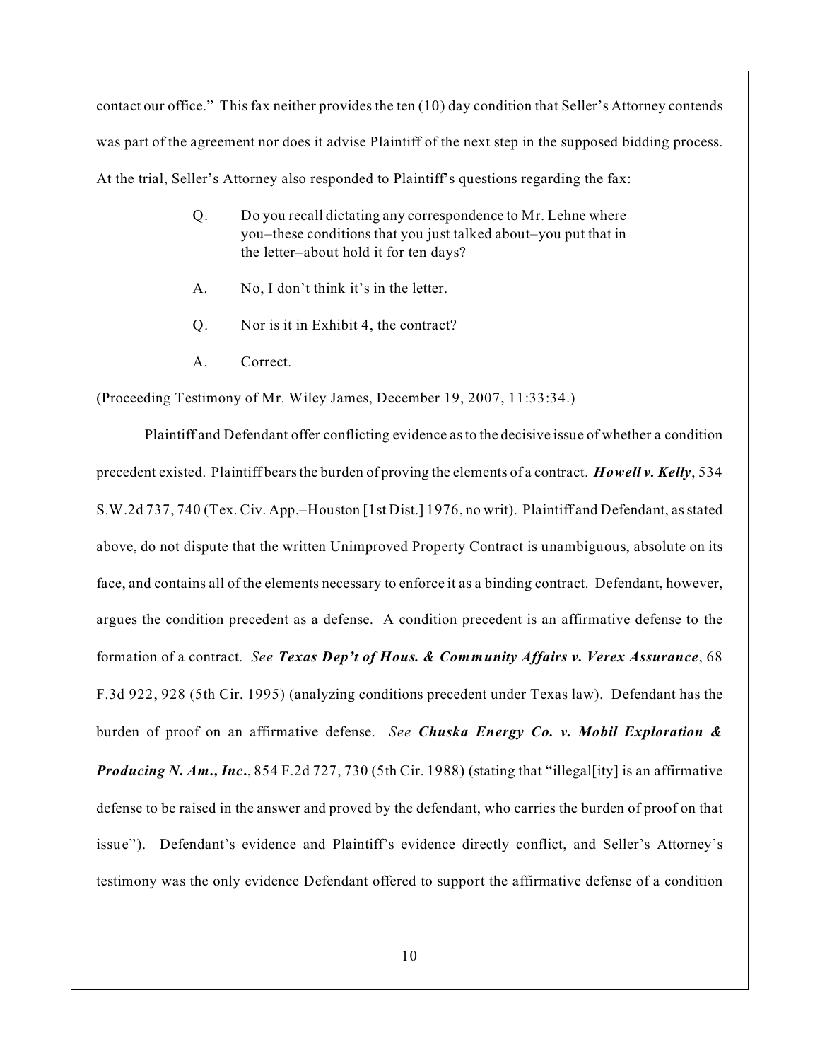contact our office." This fax neither provides the ten (10) day condition that Seller's Attorney contends was part of the agreement nor does it advise Plaintiff of the next step in the supposed bidding process. At the trial, Seller's Attorney also responded to Plaintiff's questions regarding the fax:

> Q. Do you recall dictating any correspondence to Mr. Lehne where you–these conditions that you just talked about–you put that in the letter–about hold it for ten days?
>
> A. No, I don't think it's in the letter.
>
> Q. Nor is it in Exhibit 4, the contract?
>
> A. Correct.

(Proceeding Testimony of Mr. Wiley James, December 19, 2007, 11:33:34.)

Plaintiff and Defendant offer conflicting evidence as to the decisive issue of whether a condition precedent existed. Plaintiff bears the burden of proving the elements of a contract. ***Howell v. Kelly***, 534 S.W.2d 737, 740 (Tex. Civ. App.–Houston [1st Dist.] 1976, no writ). Plaintiff and Defendant, as stated above, do not dispute that the written Unimproved Property Contract is unambiguous, absolute on its face, and contains all of the elements necessary to enforce it as a binding contract. Defendant, however, argues the condition precedent as a defense. A condition precedent is an affirmative defense to the formation of a contract. *See* ***Texas Dep't of Hous. & Community Affairs v. Verex Assurance***, 68 F.3d 922, 928 (5th Cir. 1995) (analyzing conditions precedent under Texas law). Defendant has the burden of proof on an affirmative defense. *See* ***Chuska Energy Co. v. Mobil Exploration & Producing N. Am., Inc.***, 854 F.2d 727, 730 (5th Cir. 1988) (stating that "illegal[ity] is an affirmative defense to be raised in the answer and proved by the defendant, who carries the burden of proof on that issue"). Defendant's evidence and Plaintiff's evidence directly conflict, and Seller's Attorney's testimony was the only evidence Defendant offered to support the affirmative defense of a condition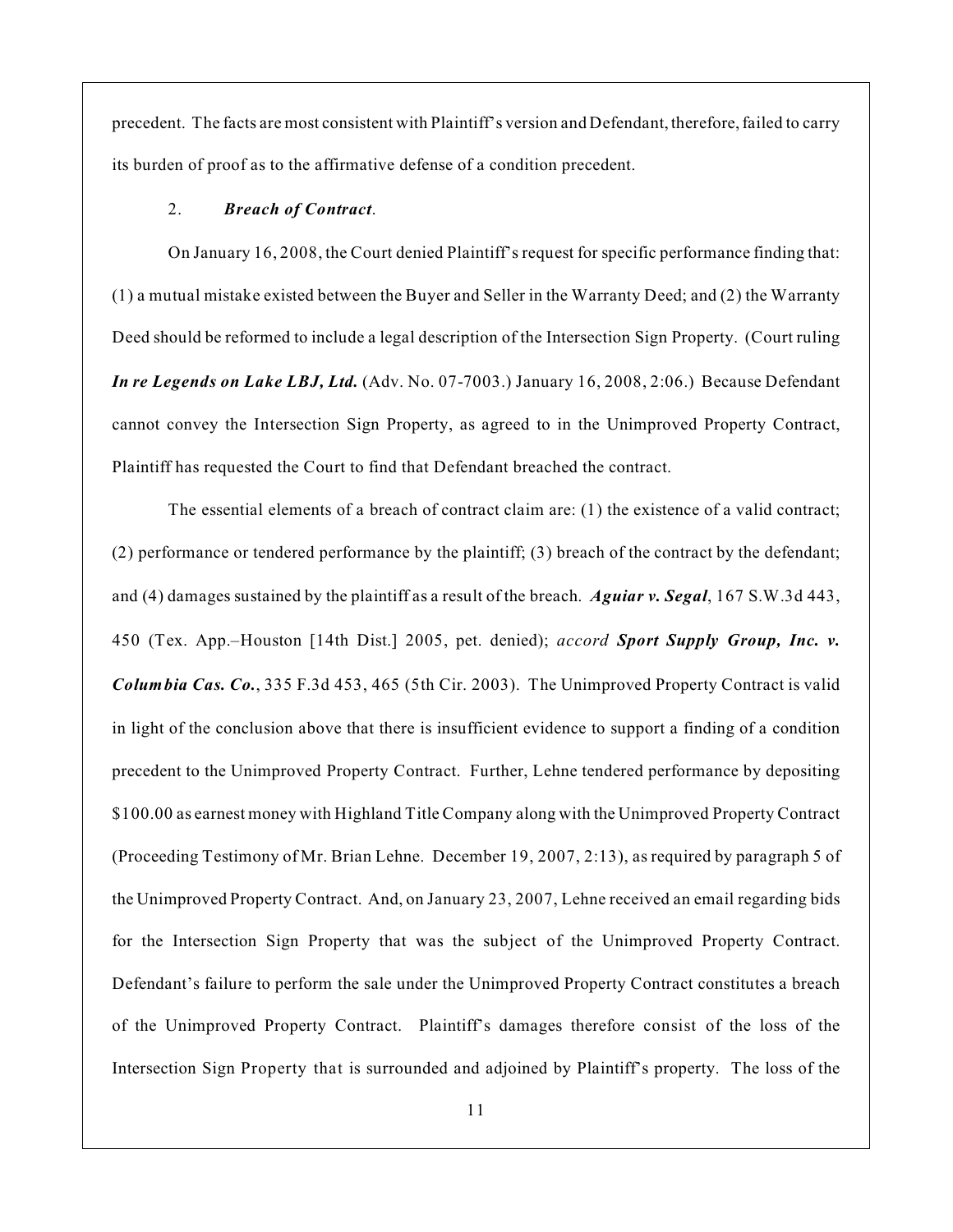precedent. The facts are most consistent with Plaintiff's version and Defendant, therefore, failed to carry its burden of proof as to the affirmative defense of a condition precedent.

2. ***Breach of Contract***.

On January 16, 2008, the Court denied Plaintiff's request for specific performance finding that: (1) a mutual mistake existed between the Buyer and Seller in the Warranty Deed; and (2) the Warranty Deed should be reformed to include a legal description of the Intersection Sign Property. (Court ruling ***In re Legends on Lake LBJ, Ltd.*** (Adv. No. 07-7003.) January 16, 2008, 2:06.) Because Defendant cannot convey the Intersection Sign Property, as agreed to in the Unimproved Property Contract, Plaintiff has requested the Court to find that Defendant breached the contract.

The essential elements of a breach of contract claim are: (1) the existence of a valid contract; (2) performance or tendered performance by the plaintiff; (3) breach of the contract by the defendant; and (4) damages sustained by the plaintiff as a result of the breach. ***Aguiar v. Segal***, 167 S.W.3d 443, 450 (Tex. App.–Houston [14th Dist.] 2005, pet. denied); *accord* ***Sport Supply Group, Inc. v. Columbia Cas. Co.***, 335 F.3d 453, 465 (5th Cir. 2003). The Unimproved Property Contract is valid in light of the conclusion above that there is insufficient evidence to support a finding of a condition precedent to the Unimproved Property Contract. Further, Lehne tendered performance by depositing $100.00 as earnest money with Highland Title Company along with the Unimproved Property Contract (Proceeding Testimony of Mr. Brian Lehne. December 19, 2007, 2:13), as required by paragraph 5 of the Unimproved Property Contract. And, on January 23, 2007, Lehne received an email regarding bids for the Intersection Sign Property that was the subject of the Unimproved Property Contract. Defendant's failure to perform the sale under the Unimproved Property Contract constitutes a breach of the Unimproved Property Contract. Plaintiff's damages therefore consist of the loss of the Intersection Sign Property that is surrounded and adjoined by Plaintiff's property. The loss of the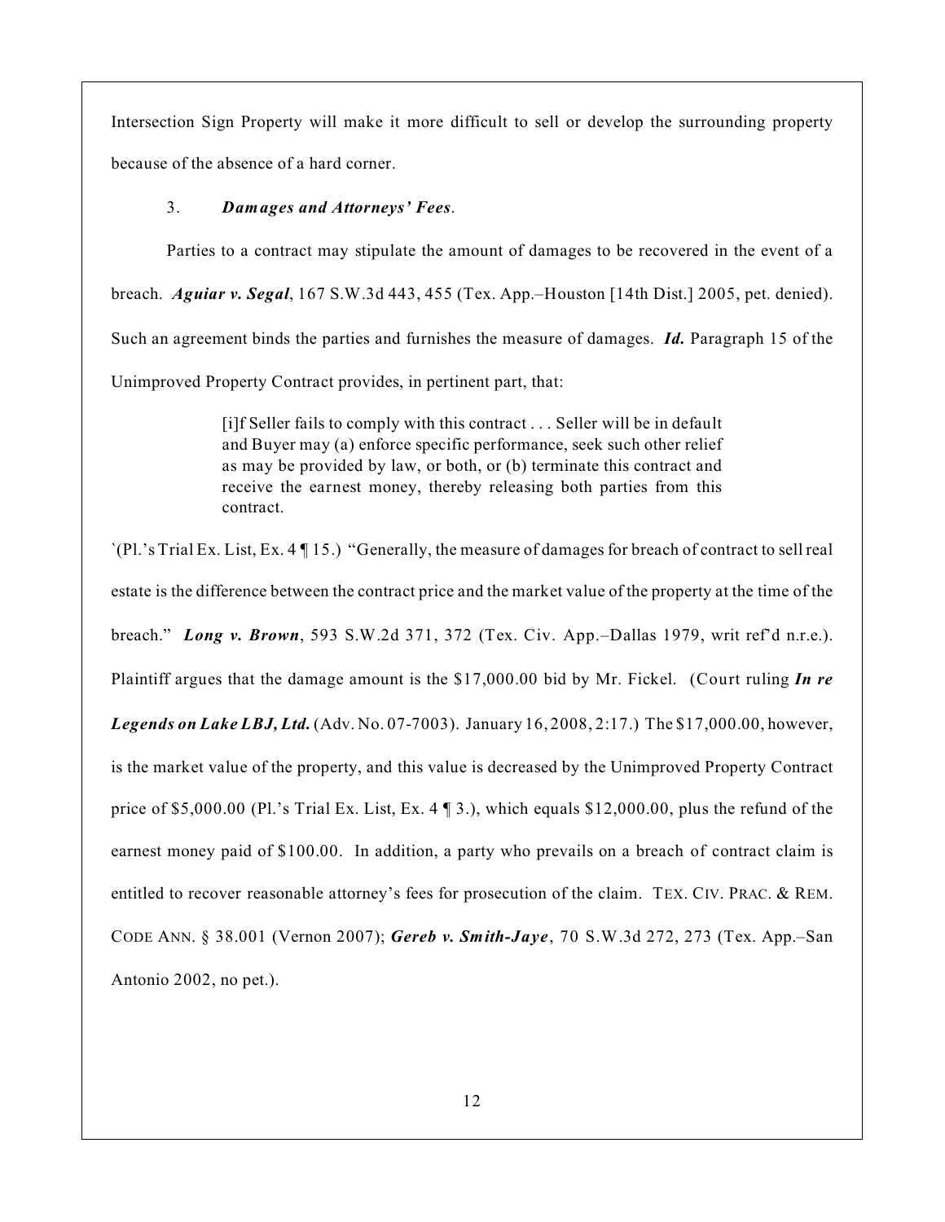Intersection Sign Property will make it more difficult to sell or develop the surrounding property because of the absence of a hard corner.

3. ***Damages and Attorneys' Fees.***

Parties to a contract may stipulate the amount of damages to be recovered in the event of a breach. ***Aguiar v. Segal***, 167 S.W.3d 443, 455 (Tex. App.–Houston [14th Dist.] 2005, pet. denied). Such an agreement binds the parties and furnishes the measure of damages. ***Id.*** Paragraph 15 of the Unimproved Property Contract provides, in pertinent part, that:

> [i]f Seller fails to comply with this contract . . . Seller will be in default and Buyer may (a) enforce specific performance, seek such other relief as may be provided by law, or both, or (b) terminate this contract and receive the earnest money, thereby releasing both parties from this contract.

`(Pl.'s Trial Ex. List, Ex. 4 ¶ 15.) "Generally, the measure of damages for breach of contract to sell real estate is the difference between the contract price and the market value of the property at the time of the breach." ***Long v. Brown***, 593 S.W.2d 371, 372 (Tex. Civ. App.–Dallas 1979, writ ref'd n.r.e.). Plaintiff argues that the damage amount is the $17,000.00 bid by Mr. Fickel. (Court ruling ***In re Legends on Lake LBJ, Ltd.*** (Adv. No. 07-7003). January 16, 2008, 2:17.) The $17,000.00, however, is the market value of the property, and this value is decreased by the Unimproved Property Contract price of $5,000.00 (Pl.'s Trial Ex. List, Ex. 4 ¶ 3.), which equals $12,000.00, plus the refund of the earnest money paid of $100.00. In addition, a party who prevails on a breach of contract claim is entitled to recover reasonable attorney's fees for prosecution of the claim. TEX. CIV. PRAC. & REM. CODE ANN. § 38.001 (Vernon 2007); ***Gereb v. Smith-Jaye***, 70 S.W.3d 272, 273 (Tex. App.–San Antonio 2002, no pet.).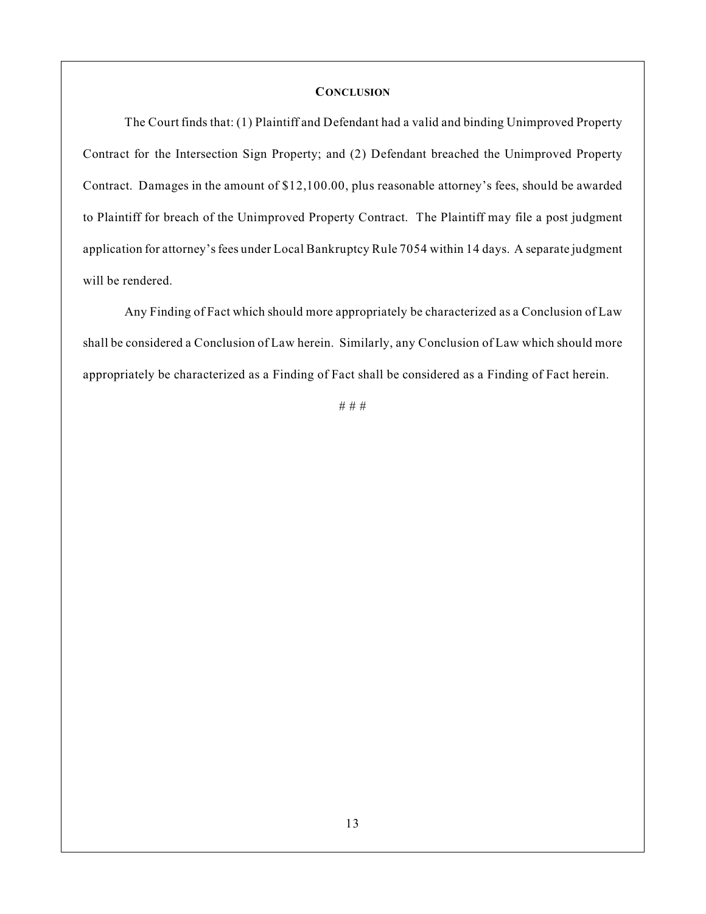## CONCLUSION

The Court finds that: (1) Plaintiff and Defendant had a valid and binding Unimproved Property Contract for the Intersection Sign Property; and (2) Defendant breached the Unimproved Property Contract. Damages in the amount of $12,100.00, plus reasonable attorney's fees, should be awarded to Plaintiff for breach of the Unimproved Property Contract. The Plaintiff may file a post judgment application for attorney's fees under Local Bankruptcy Rule 7054 within 14 days. A separate judgment will be rendered.

Any Finding of Fact which should more appropriately be characterized as a Conclusion of Law shall be considered a Conclusion of Law herein. Similarly, any Conclusion of Law which should more appropriately be characterized as a Finding of Fact shall be considered as a Finding of Fact herein.

# # #